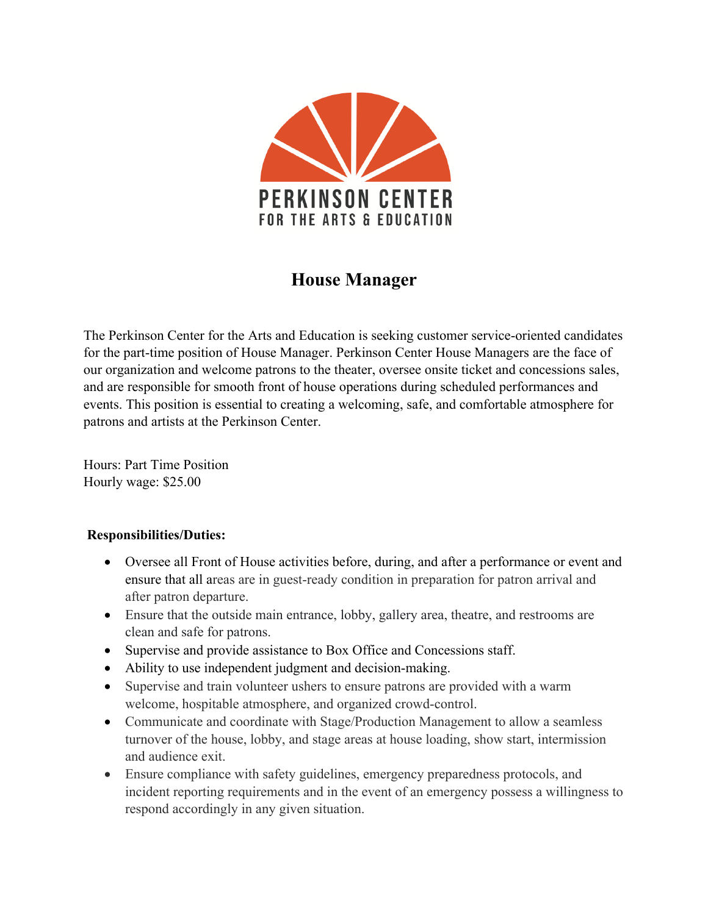PERKINSON CENTER
FOR THE ARTS & EDUCATION

# House Manager

The Perkinson Center for the Arts and Education is seeking customer service-oriented candidates for the part-time position of House Manager. Perkinson Center House Managers are the face of our organization and welcome patrons to the theater, oversee onsite ticket and concessions sales, and are responsible for smooth front of house operations during scheduled performances and events. This position is essential to creating a welcoming, safe, and comfortable atmosphere for patrons and artists at the Perkinson Center.

Hours: Part Time Position
Hourly wage: $25.00

**Responsibilities/Duties:**

- Oversee all Front of House activities before, during, and after a performance or event and ensure that all areas are in guest-ready condition in preparation for patron arrival and after patron departure.
- Ensure that the outside main entrance, lobby, gallery area, theatre, and restrooms are clean and safe for patrons.
- Supervise and provide assistance to Box Office and Concessions staff.
- Ability to use independent judgment and decision-making.
- Supervise and train volunteer ushers to ensure patrons are provided with a warm welcome, hospitable atmosphere, and organized crowd-control.
- Communicate and coordinate with Stage/Production Management to allow a seamless turnover of the house, lobby, and stage areas at house loading, show start, intermission and audience exit.
- Ensure compliance with safety guidelines, emergency preparedness protocols, and incident reporting requirements and in the event of an emergency possess a willingness to respond accordingly in any given situation.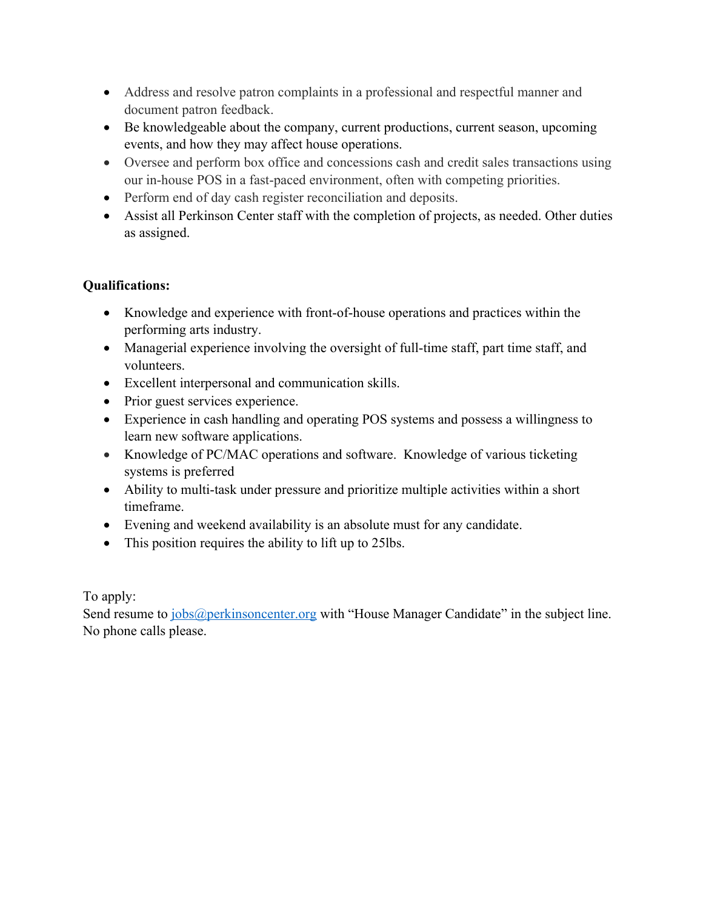- Address and resolve patron complaints in a professional and respectful manner and document patron feedback.
- Be knowledgeable about the company, current productions, current season, upcoming events, and how they may affect house operations.
- Oversee and perform box office and concessions cash and credit sales transactions using our in-house POS in a fast-paced environment, often with competing priorities.
- Perform end of day cash register reconciliation and deposits.
- Assist all Perkinson Center staff with the completion of projects, as needed. Other duties as assigned.

**Qualifications:**

- Knowledge and experience with front-of-house operations and practices within the performing arts industry.
- Managerial experience involving the oversight of full-time staff, part time staff, and volunteers.
- Excellent interpersonal and communication skills.
- Prior guest services experience.
- Experience in cash handling and operating POS systems and possess a willingness to learn new software applications.
- Knowledge of PC/MAC operations and software. Knowledge of various ticketing systems is preferred
- Ability to multi-task under pressure and prioritize multiple activities within a short timeframe.
- Evening and weekend availability is an absolute must for any candidate.
- This position requires the ability to lift up to 25lbs.

To apply:
Send resume to [jobs@perkinsoncenter.org](mailto:jobs@perkinsoncenter.org) with "House Manager Candidate" in the subject line. No phone calls please.